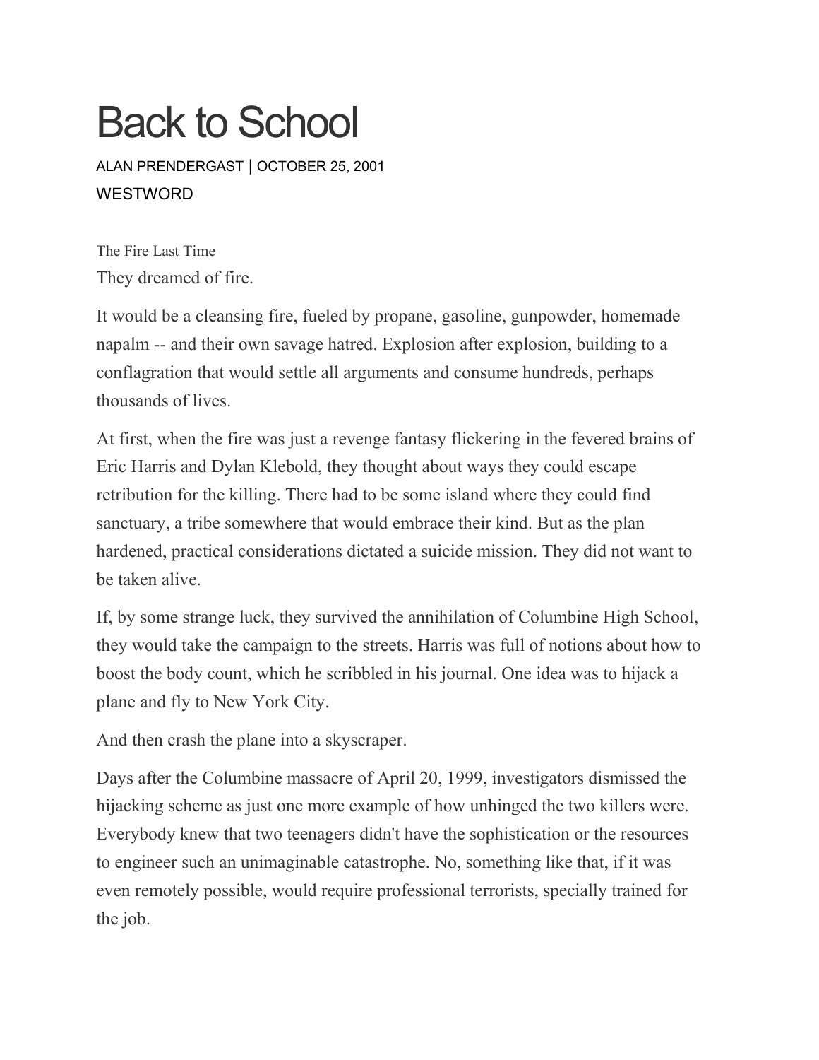# Back to School

ALAN PRENDERGAST | OCTOBER 25, 2001

WESTWORD

The Fire Last Time

They dreamed of fire.

It would be a cleansing fire, fueled by propane, gasoline, gunpowder, homemade napalm -- and their own savage hatred. Explosion after explosion, building to a conflagration that would settle all arguments and consume hundreds, perhaps thousands of lives.

At first, when the fire was just a revenge fantasy flickering in the fevered brains of Eric Harris and Dylan Klebold, they thought about ways they could escape retribution for the killing. There had to be some island where they could find sanctuary, a tribe somewhere that would embrace their kind. But as the plan hardened, practical considerations dictated a suicide mission. They did not want to be taken alive.

If, by some strange luck, they survived the annihilation of Columbine High School, they would take the campaign to the streets. Harris was full of notions about how to boost the body count, which he scribbled in his journal. One idea was to hijack a plane and fly to New York City.

And then crash the plane into a skyscraper.

Days after the Columbine massacre of April 20, 1999, investigators dismissed the hijacking scheme as just one more example of how unhinged the two killers were. Everybody knew that two teenagers didn't have the sophistication or the resources to engineer such an unimaginable catastrophe. No, something like that, if it was even remotely possible, would require professional terrorists, specially trained for the job.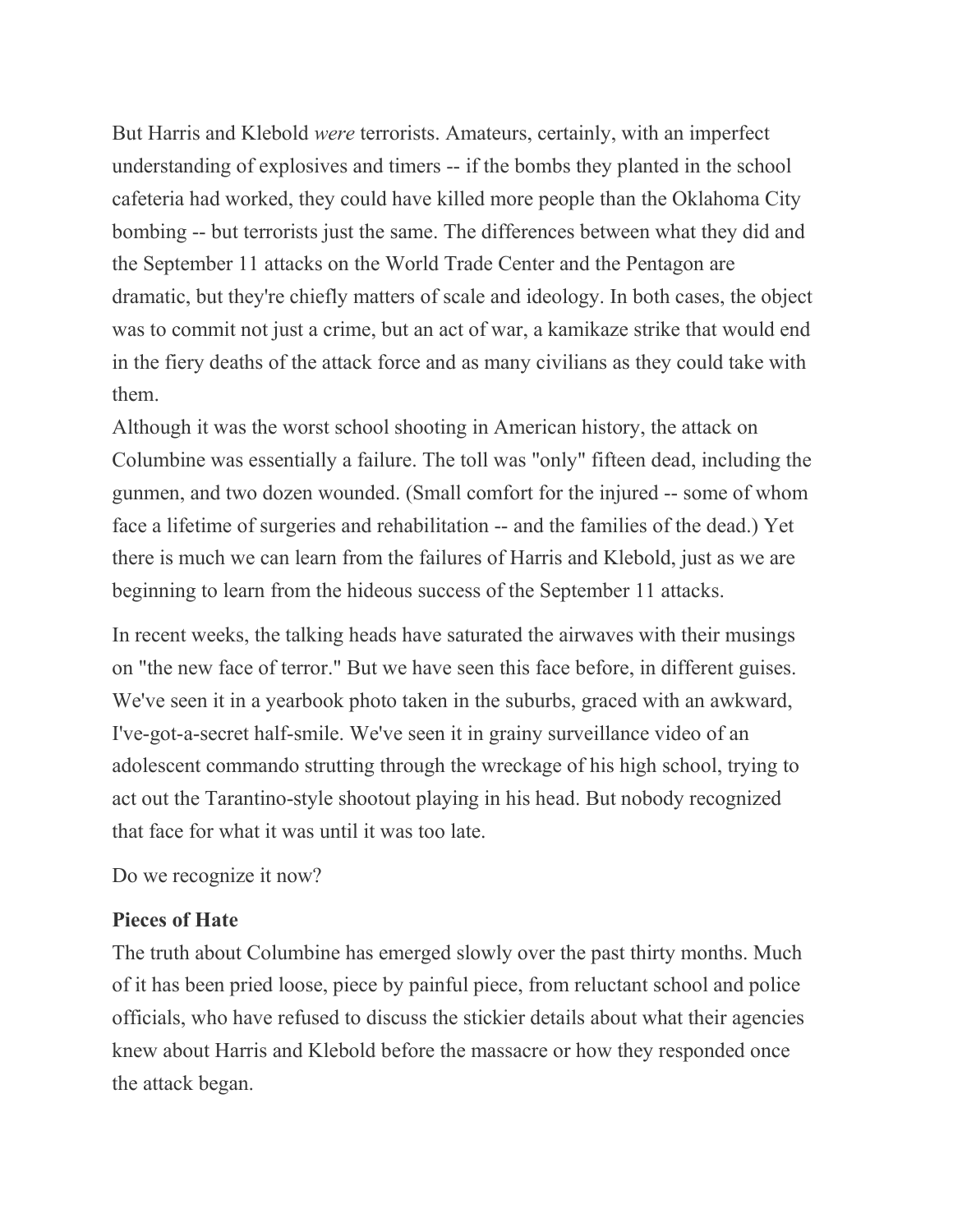But Harris and Klebold *were* terrorists. Amateurs, certainly, with an imperfect understanding of explosives and timers -- if the bombs they planted in the school cafeteria had worked, they could have killed more people than the Oklahoma City bombing -- but terrorists just the same. The differences between what they did and the September 11 attacks on the World Trade Center and the Pentagon are dramatic, but they're chiefly matters of scale and ideology. In both cases, the object was to commit not just a crime, but an act of war, a kamikaze strike that would end in the fiery deaths of the attack force and as many civilians as they could take with them.

Although it was the worst school shooting in American history, the attack on Columbine was essentially a failure. The toll was "only" fifteen dead, including the gunmen, and two dozen wounded. (Small comfort for the injured -- some of whom face a lifetime of surgeries and rehabilitation -- and the families of the dead.) Yet there is much we can learn from the failures of Harris and Klebold, just as we are beginning to learn from the hideous success of the September 11 attacks.

In recent weeks, the talking heads have saturated the airwaves with their musings on "the new face of terror." But we have seen this face before, in different guises. We've seen it in a yearbook photo taken in the suburbs, graced with an awkward, I've-got-a-secret half-smile. We've seen it in grainy surveillance video of an adolescent commando strutting through the wreckage of his high school, trying to act out the Tarantino-style shootout playing in his head. But nobody recognized that face for what it was until it was too late.

Do we recognize it now?

**Pieces of Hate**

The truth about Columbine has emerged slowly over the past thirty months. Much of it has been pried loose, piece by painful piece, from reluctant school and police officials, who have refused to discuss the stickier details about what their agencies knew about Harris and Klebold before the massacre or how they responded once the attack began.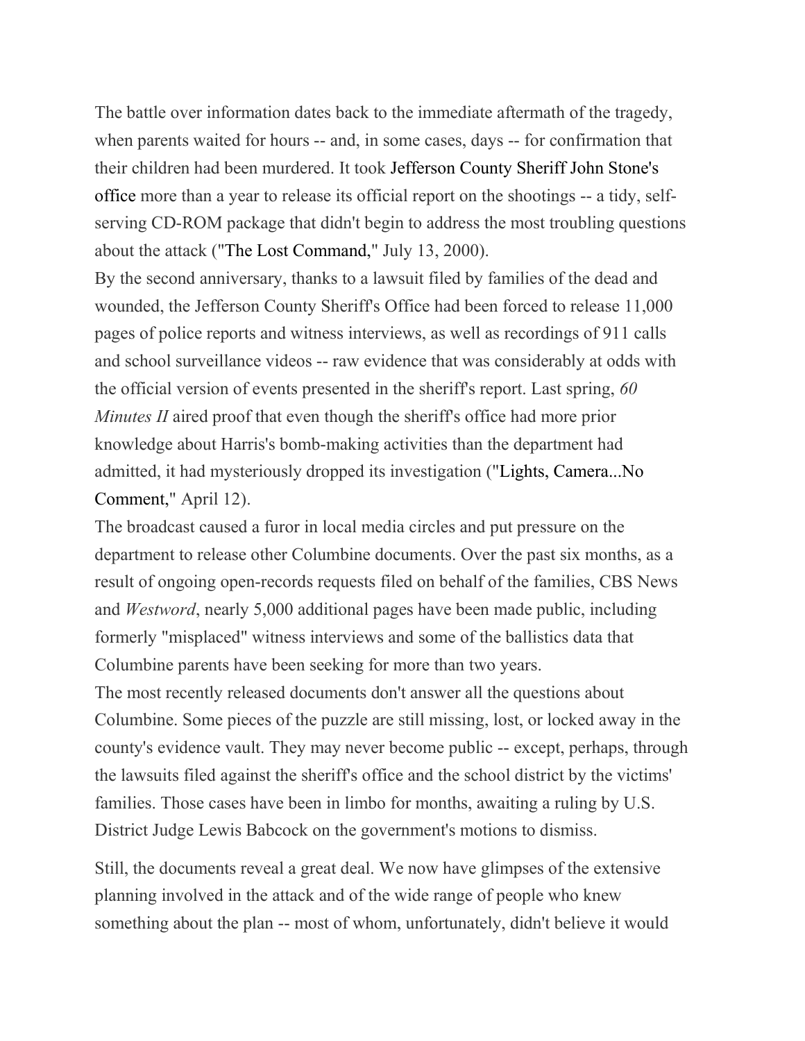The battle over information dates back to the immediate aftermath of the tragedy, when parents waited for hours -- and, in some cases, days -- for confirmation that their children had been murdered. It took Jefferson County Sheriff John Stone's office more than a year to release its official report on the shootings -- a tidy, self-serving CD-ROM package that didn't begin to address the most troubling questions about the attack ("The Lost Command," July 13, 2000).

By the second anniversary, thanks to a lawsuit filed by families of the dead and wounded, the Jefferson County Sheriff's Office had been forced to release 11,000 pages of police reports and witness interviews, as well as recordings of 911 calls and school surveillance videos -- raw evidence that was considerably at odds with the official version of events presented in the sheriff's report. Last spring, *60 Minutes II* aired proof that even though the sheriff's office had more prior knowledge about Harris's bomb-making activities than the department had admitted, it had mysteriously dropped its investigation ("Lights, Camera...No Comment," April 12).

The broadcast caused a furor in local media circles and put pressure on the department to release other Columbine documents. Over the past six months, as a result of ongoing open-records requests filed on behalf of the families, CBS News and *Westword*, nearly 5,000 additional pages have been made public, including formerly "misplaced" witness interviews and some of the ballistics data that Columbine parents have been seeking for more than two years.

The most recently released documents don't answer all the questions about Columbine. Some pieces of the puzzle are still missing, lost, or locked away in the county's evidence vault. They may never become public -- except, perhaps, through the lawsuits filed against the sheriff's office and the school district by the victims' families. Those cases have been in limbo for months, awaiting a ruling by U.S. District Judge Lewis Babcock on the government's motions to dismiss.

Still, the documents reveal a great deal. We now have glimpses of the extensive planning involved in the attack and of the wide range of people who knew something about the plan -- most of whom, unfortunately, didn't believe it would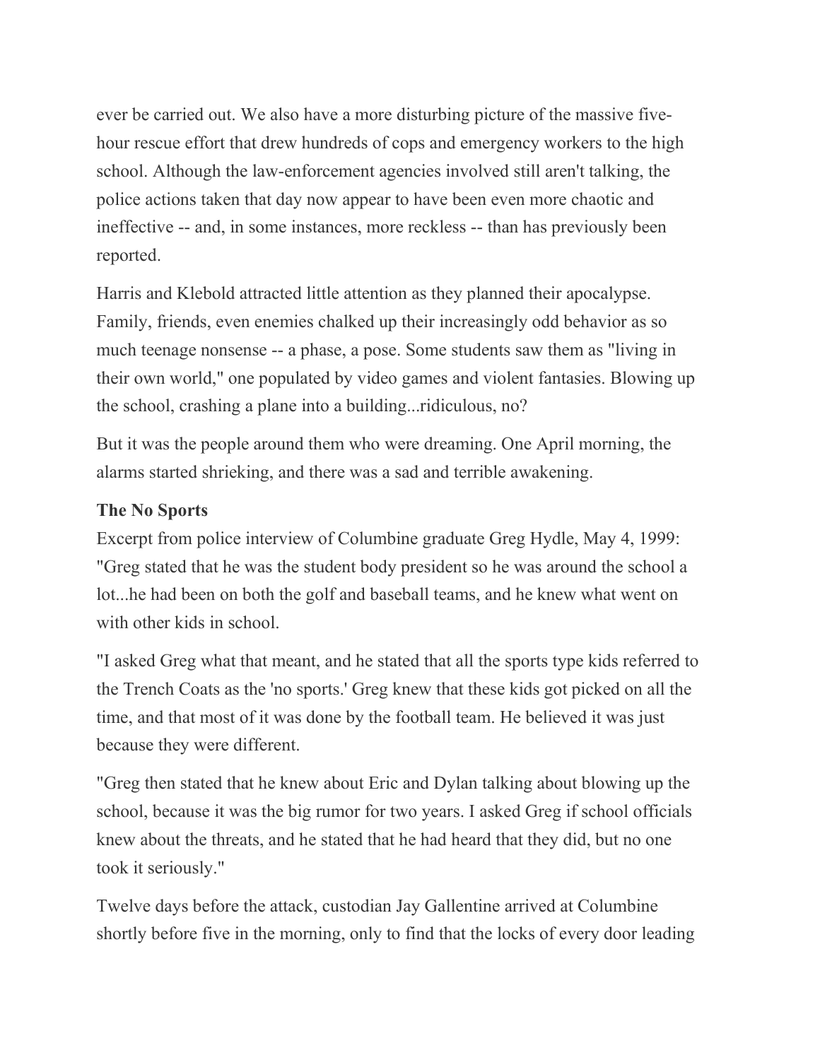ever be carried out. We also have a more disturbing picture of the massive five-hour rescue effort that drew hundreds of cops and emergency workers to the high school. Although the law-enforcement agencies involved still aren't talking, the police actions taken that day now appear to have been even more chaotic and ineffective -- and, in some instances, more reckless -- than has previously been reported.

Harris and Klebold attracted little attention as they planned their apocalypse. Family, friends, even enemies chalked up their increasingly odd behavior as so much teenage nonsense -- a phase, a pose. Some students saw them as "living in their own world," one populated by video games and violent fantasies. Blowing up the school, crashing a plane into a building...ridiculous, no?

But it was the people around them who were dreaming. One April morning, the alarms started shrieking, and there was a sad and terrible awakening.

**The No Sports**

Excerpt from police interview of Columbine graduate Greg Hydle, May 4, 1999: "Greg stated that he was the student body president so he was around the school a lot...he had been on both the golf and baseball teams, and he knew what went on with other kids in school.

"I asked Greg what that meant, and he stated that all the sports type kids referred to the Trench Coats as the 'no sports.' Greg knew that these kids got picked on all the time, and that most of it was done by the football team. He believed it was just because they were different.

"Greg then stated that he knew about Eric and Dylan talking about blowing up the school, because it was the big rumor for two years. I asked Greg if school officials knew about the threats, and he stated that he had heard that they did, but no one took it seriously."

Twelve days before the attack, custodian Jay Gallentine arrived at Columbine shortly before five in the morning, only to find that the locks of every door leading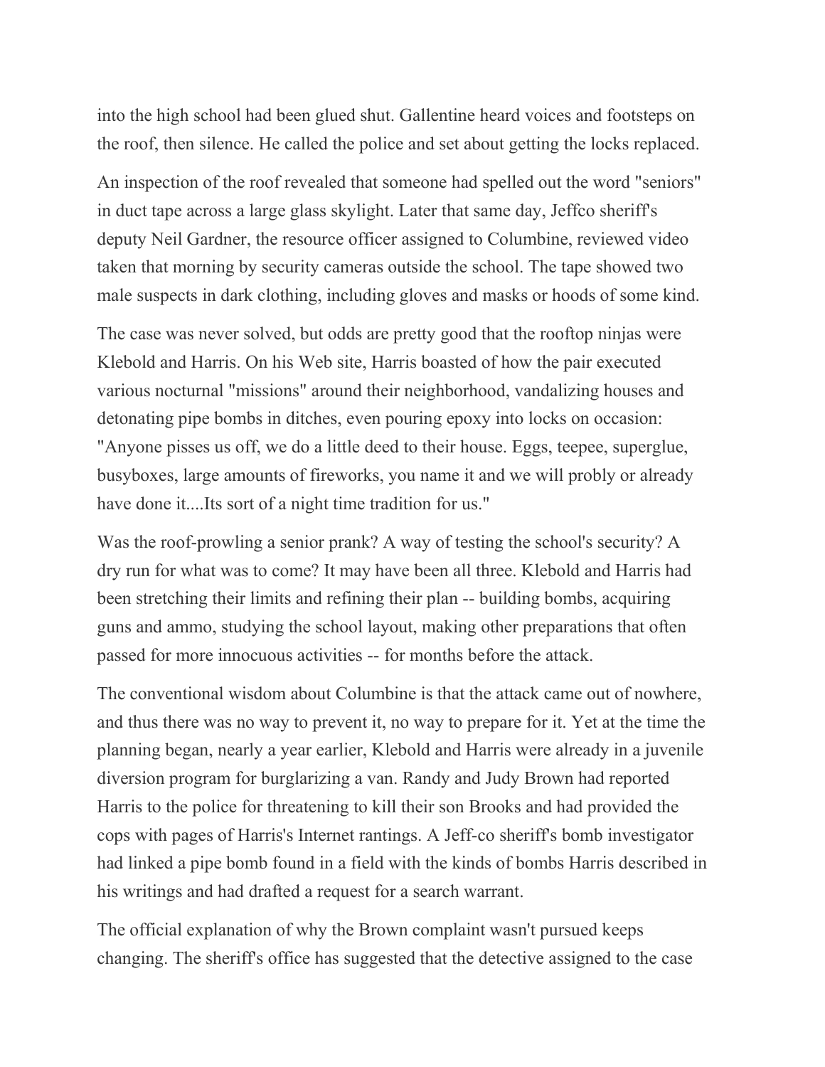into the high school had been glued shut. Gallentine heard voices and footsteps on the roof, then silence. He called the police and set about getting the locks replaced.

An inspection of the roof revealed that someone had spelled out the word "seniors" in duct tape across a large glass skylight. Later that same day, Jeffco sheriff's deputy Neil Gardner, the resource officer assigned to Columbine, reviewed video taken that morning by security cameras outside the school. The tape showed two male suspects in dark clothing, including gloves and masks or hoods of some kind.

The case was never solved, but odds are pretty good that the rooftop ninjas were Klebold and Harris. On his Web site, Harris boasted of how the pair executed various nocturnal "missions" around their neighborhood, vandalizing houses and detonating pipe bombs in ditches, even pouring epoxy into locks on occasion: "Anyone pisses us off, we do a little deed to their house. Eggs, teepee, superglue, busyboxes, large amounts of fireworks, you name it and we will probly or already have done it....Its sort of a night time tradition for us."

Was the roof-prowling a senior prank? A way of testing the school's security? A dry run for what was to come? It may have been all three. Klebold and Harris had been stretching their limits and refining their plan -- building bombs, acquiring guns and ammo, studying the school layout, making other preparations that often passed for more innocuous activities -- for months before the attack.

The conventional wisdom about Columbine is that the attack came out of nowhere, and thus there was no way to prevent it, no way to prepare for it. Yet at the time the planning began, nearly a year earlier, Klebold and Harris were already in a juvenile diversion program for burglarizing a van. Randy and Judy Brown had reported Harris to the police for threatening to kill their son Brooks and had provided the cops with pages of Harris's Internet rantings. A Jeff-co sheriff's bomb investigator had linked a pipe bomb found in a field with the kinds of bombs Harris described in his writings and had drafted a request for a search warrant.

The official explanation of why the Brown complaint wasn't pursued keeps changing. The sheriff's office has suggested that the detective assigned to the case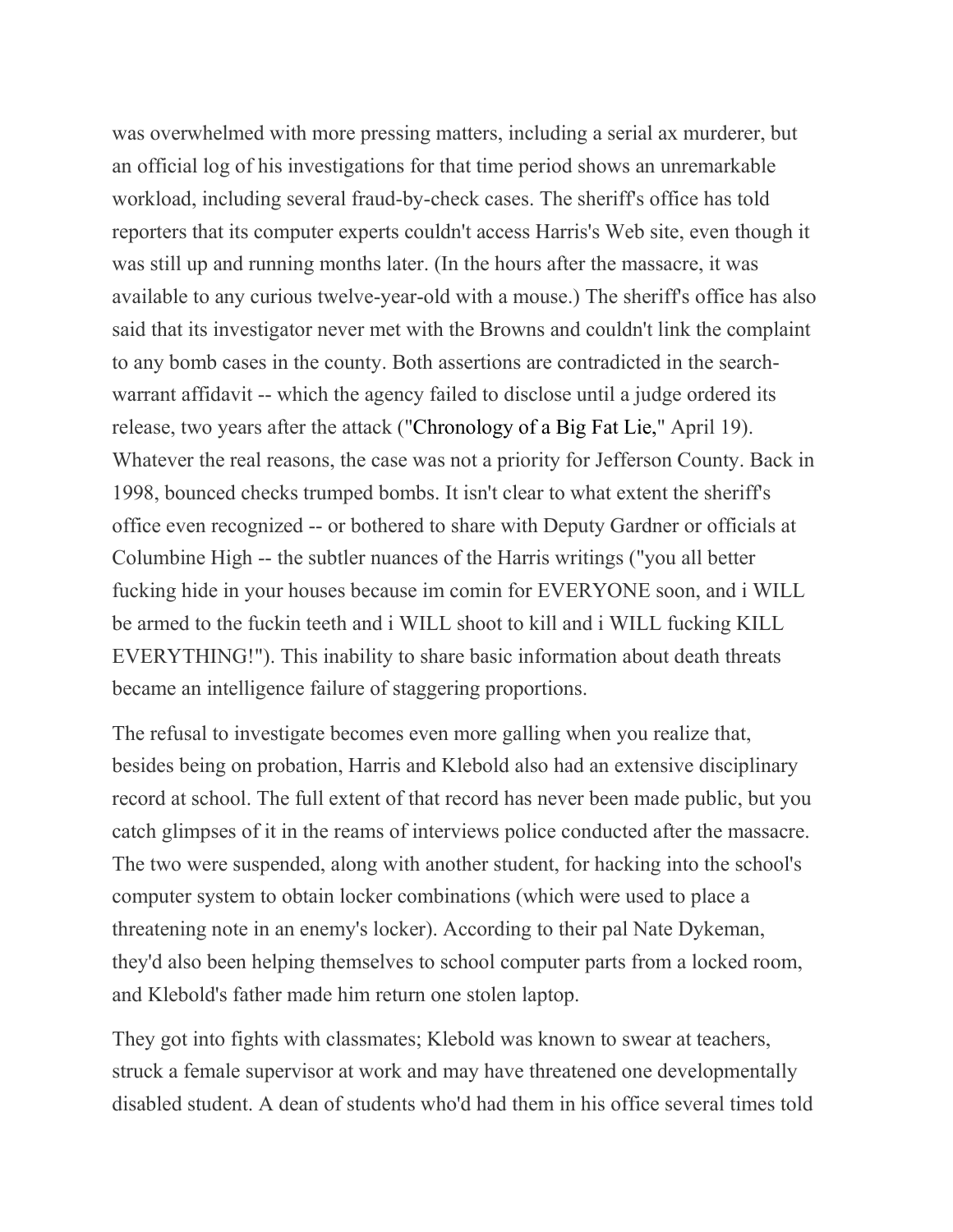was overwhelmed with more pressing matters, including a serial ax murderer, but an official log of his investigations for that time period shows an unremarkable workload, including several fraud-by-check cases. The sheriff's office has told reporters that its computer experts couldn't access Harris's Web site, even though it was still up and running months later. (In the hours after the massacre, it was available to any curious twelve-year-old with a mouse.) The sheriff's office has also said that its investigator never met with the Browns and couldn't link the complaint to any bomb cases in the county. Both assertions are contradicted in the search-warrant affidavit -- which the agency failed to disclose until a judge ordered its release, two years after the attack ("Chronology of a Big Fat Lie," April 19). Whatever the real reasons, the case was not a priority for Jefferson County. Back in 1998, bounced checks trumped bombs. It isn't clear to what extent the sheriff's office even recognized -- or bothered to share with Deputy Gardner or officials at Columbine High -- the subtler nuances of the Harris writings ("you all better fucking hide in your houses because im comin for EVERYONE soon, and i WILL be armed to the fuckin teeth and i WILL shoot to kill and i WILL fucking KILL EVERYTHING!"). This inability to share basic information about death threats became an intelligence failure of staggering proportions.

The refusal to investigate becomes even more galling when you realize that, besides being on probation, Harris and Klebold also had an extensive disciplinary record at school. The full extent of that record has never been made public, but you catch glimpses of it in the reams of interviews police conducted after the massacre. The two were suspended, along with another student, for hacking into the school's computer system to obtain locker combinations (which were used to place a threatening note in an enemy's locker). According to their pal Nate Dykeman, they'd also been helping themselves to school computer parts from a locked room, and Klebold's father made him return one stolen laptop.

They got into fights with classmates; Klebold was known to swear at teachers, struck a female supervisor at work and may have threatened one developmentally disabled student. A dean of students who'd had them in his office several times told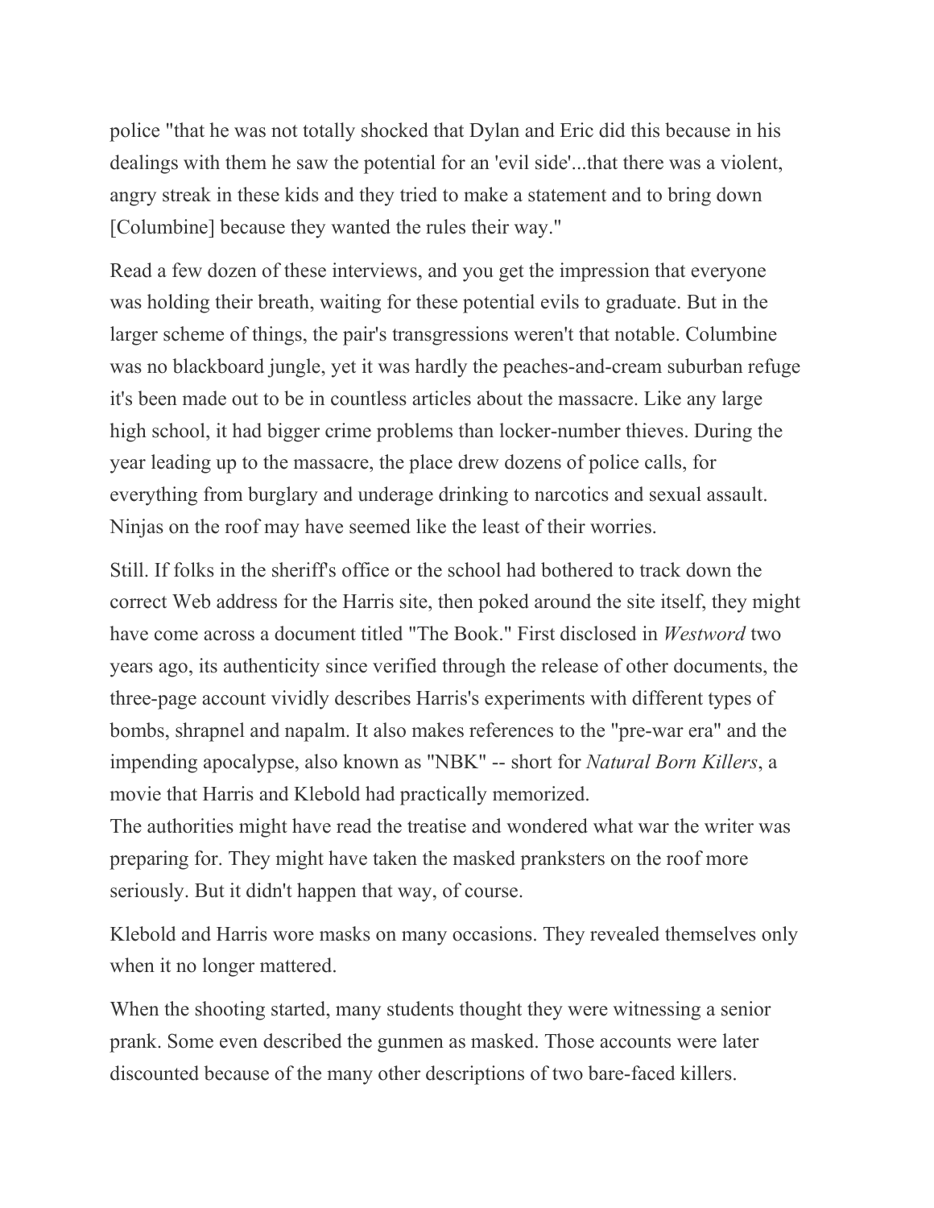police "that he was not totally shocked that Dylan and Eric did this because in his dealings with them he saw the potential for an 'evil side'...that there was a violent, angry streak in these kids and they tried to make a statement and to bring down [Columbine] because they wanted the rules their way."

Read a few dozen of these interviews, and you get the impression that everyone was holding their breath, waiting for these potential evils to graduate. But in the larger scheme of things, the pair's transgressions weren't that notable. Columbine was no blackboard jungle, yet it was hardly the peaches-and-cream suburban refuge it's been made out to be in countless articles about the massacre. Like any large high school, it had bigger crime problems than locker-number thieves. During the year leading up to the massacre, the place drew dozens of police calls, for everything from burglary and underage drinking to narcotics and sexual assault. Ninjas on the roof may have seemed like the least of their worries.

Still. If folks in the sheriff's office or the school had bothered to track down the correct Web address for the Harris site, then poked around the site itself, they might have come across a document titled "The Book." First disclosed in *Westword* two years ago, its authenticity since verified through the release of other documents, the three-page account vividly describes Harris's experiments with different types of bombs, shrapnel and napalm. It also makes references to the "pre-war era" and the impending apocalypse, also known as "NBK" -- short for *Natural Born Killers*, a movie that Harris and Klebold had practically memorized.

The authorities might have read the treatise and wondered what war the writer was preparing for. They might have taken the masked pranksters on the roof more seriously. But it didn't happen that way, of course.

Klebold and Harris wore masks on many occasions. They revealed themselves only when it no longer mattered.

When the shooting started, many students thought they were witnessing a senior prank. Some even described the gunmen as masked. Those accounts were later discounted because of the many other descriptions of two bare-faced killers.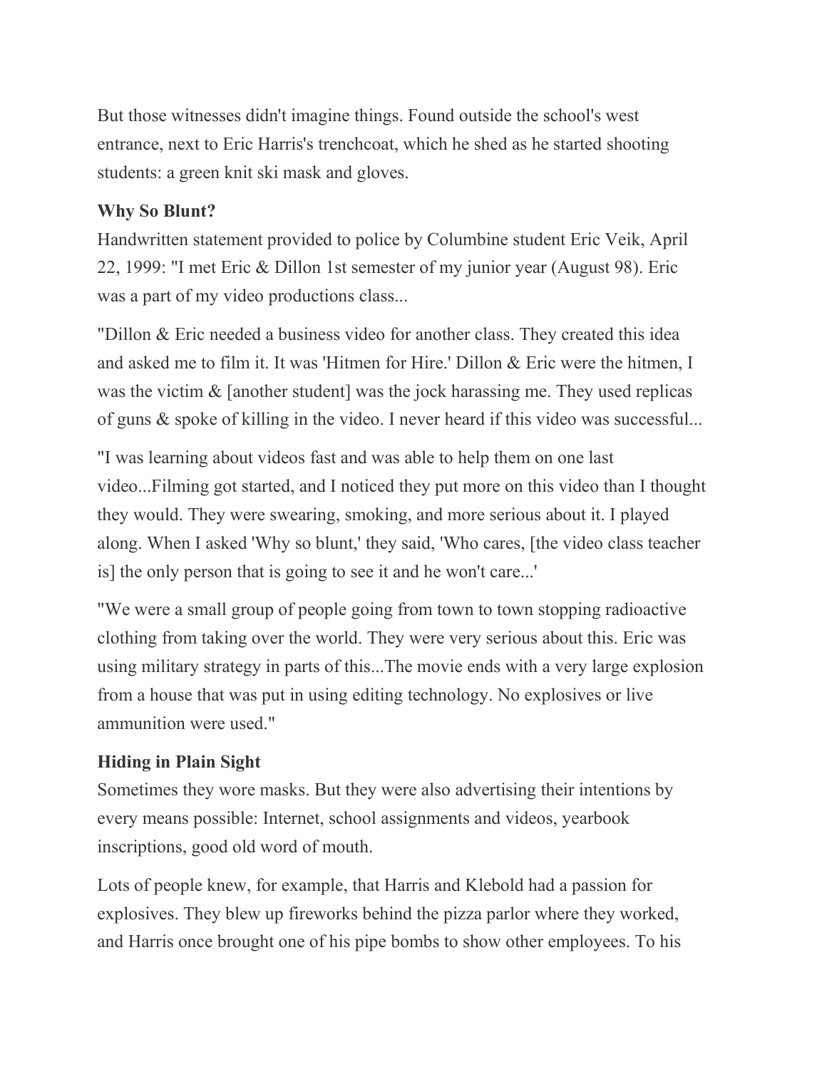But those witnesses didn't imagine things. Found outside the school's west entrance, next to Eric Harris's trenchcoat, which he shed as he started shooting students: a green knit ski mask and gloves.

**Why So Blunt?**

Handwritten statement provided to police by Columbine student Eric Veik, April 22, 1999: "I met Eric & Dillon 1st semester of my junior year (August 98). Eric was a part of my video productions class...

"Dillon & Eric needed a business video for another class. They created this idea and asked me to film it. It was 'Hitmen for Hire.' Dillon & Eric were the hitmen, I was the victim & [another student] was the jock harassing me. They used replicas of guns & spoke of killing in the video. I never heard if this video was successful...

"I was learning about videos fast and was able to help them on one last video...Filming got started, and I noticed they put more on this video than I thought they would. They were swearing, smoking, and more serious about it. I played along. When I asked 'Why so blunt,' they said, 'Who cares, [the video class teacher is] the only person that is going to see it and he won't care...'

"We were a small group of people going from town to town stopping radioactive clothing from taking over the world. They were very serious about this. Eric was using military strategy in parts of this...The movie ends with a very large explosion from a house that was put in using editing technology. No explosives or live ammunition were used."

**Hiding in Plain Sight**

Sometimes they wore masks. But they were also advertising their intentions by every means possible: Internet, school assignments and videos, yearbook inscriptions, good old word of mouth.

Lots of people knew, for example, that Harris and Klebold had a passion for explosives. They blew up fireworks behind the pizza parlor where they worked, and Harris once brought one of his pipe bombs to show other employees. To his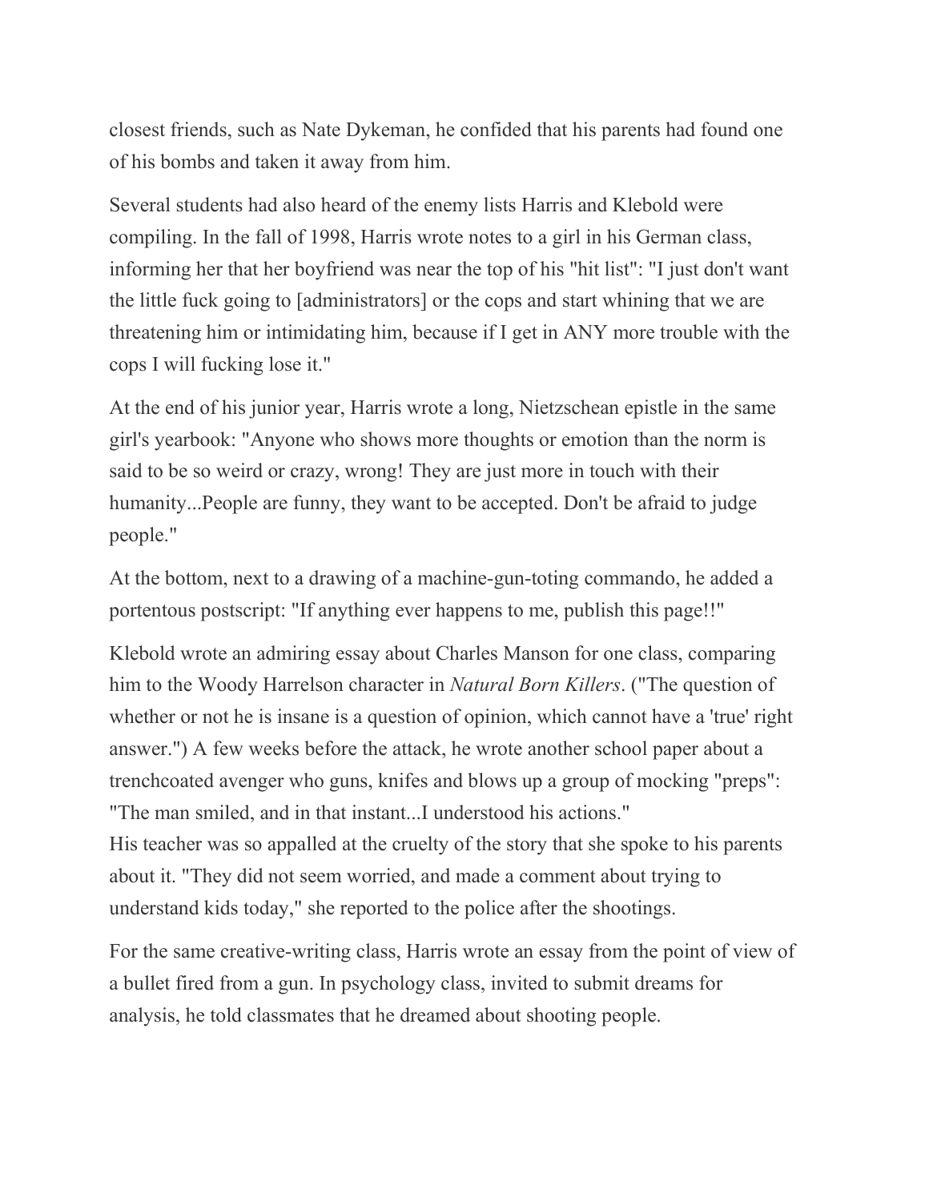closest friends, such as Nate Dykeman, he confided that his parents had found one of his bombs and taken it away from him.

Several students had also heard of the enemy lists Harris and Klebold were compiling. In the fall of 1998, Harris wrote notes to a girl in his German class, informing her that her boyfriend was near the top of his "hit list": "I just don't want the little fuck going to [administrators] or the cops and start whining that we are threatening him or intimidating him, because if I get in ANY more trouble with the cops I will fucking lose it."

At the end of his junior year, Harris wrote a long, Nietzschean epistle in the same girl's yearbook: "Anyone who shows more thoughts or emotion than the norm is said to be so weird or crazy, wrong! They are just more in touch with their humanity...People are funny, they want to be accepted. Don't be afraid to judge people."

At the bottom, next to a drawing of a machine-gun-toting commando, he added a portentous postscript: "If anything ever happens to me, publish this page!!"

Klebold wrote an admiring essay about Charles Manson for one class, comparing him to the Woody Harrelson character in *Natural Born Killers*. ("The question of whether or not he is insane is a question of opinion, which cannot have a 'true' right answer.") A few weeks before the attack, he wrote another school paper about a trenchcoated avenger who guns, knifes and blows up a group of mocking "preps": "The man smiled, and in that instant...I understood his actions."
His teacher was so appalled at the cruelty of the story that she spoke to his parents about it. "They did not seem worried, and made a comment about trying to understand kids today," she reported to the police after the shootings.

For the same creative-writing class, Harris wrote an essay from the point of view of a bullet fired from a gun. In psychology class, invited to submit dreams for analysis, he told classmates that he dreamed about shooting people.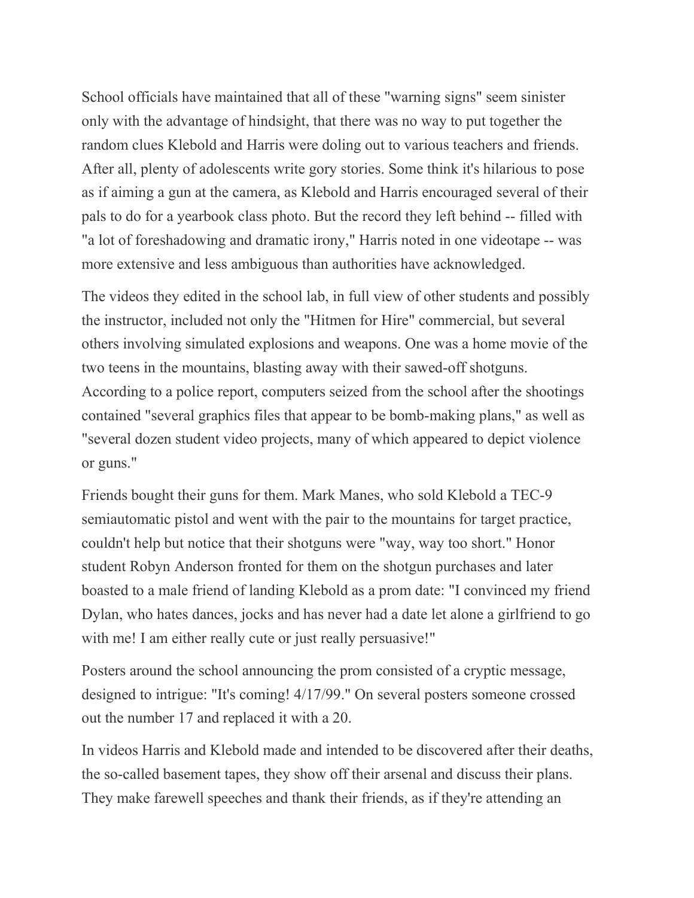School officials have maintained that all of these "warning signs" seem sinister only with the advantage of hindsight, that there was no way to put together the random clues Klebold and Harris were doling out to various teachers and friends. After all, plenty of adolescents write gory stories. Some think it's hilarious to pose as if aiming a gun at the camera, as Klebold and Harris encouraged several of their pals to do for a yearbook class photo. But the record they left behind -- filled with "a lot of foreshadowing and dramatic irony," Harris noted in one videotape -- was more extensive and less ambiguous than authorities have acknowledged.

The videos they edited in the school lab, in full view of other students and possibly the instructor, included not only the "Hitmen for Hire" commercial, but several others involving simulated explosions and weapons. One was a home movie of the two teens in the mountains, blasting away with their sawed-off shotguns. According to a police report, computers seized from the school after the shootings contained "several graphics files that appear to be bomb-making plans," as well as "several dozen student video projects, many of which appeared to depict violence or guns."

Friends bought their guns for them. Mark Manes, who sold Klebold a TEC-9 semiautomatic pistol and went with the pair to the mountains for target practice, couldn't help but notice that their shotguns were "way, way too short." Honor student Robyn Anderson fronted for them on the shotgun purchases and later boasted to a male friend of landing Klebold as a prom date: "I convinced my friend Dylan, who hates dances, jocks and has never had a date let alone a girlfriend to go with me! I am either really cute or just really persuasive!"

Posters around the school announcing the prom consisted of a cryptic message, designed to intrigue: "It's coming! 4/17/99." On several posters someone crossed out the number 17 and replaced it with a 20.

In videos Harris and Klebold made and intended to be discovered after their deaths, the so-called basement tapes, they show off their arsenal and discuss their plans. They make farewell speeches and thank their friends, as if they're attending an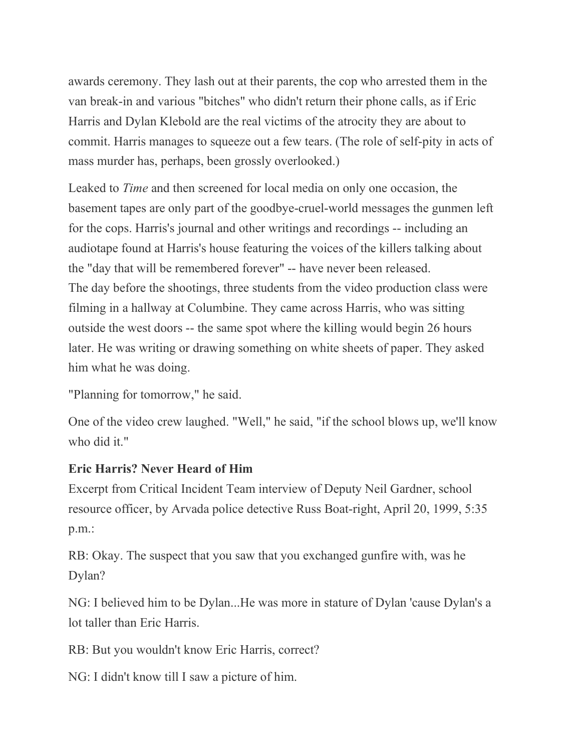awards ceremony. They lash out at their parents, the cop who arrested them in the van break-in and various "bitches" who didn't return their phone calls, as if Eric Harris and Dylan Klebold are the real victims of the atrocity they are about to commit. Harris manages to squeeze out a few tears. (The role of self-pity in acts of mass murder has, perhaps, been grossly overlooked.)

Leaked to *Time* and then screened for local media on only one occasion, the basement tapes are only part of the goodbye-cruel-world messages the gunmen left for the cops. Harris's journal and other writings and recordings -- including an audiotape found at Harris's house featuring the voices of the killers talking about the "day that will be remembered forever" -- have never been released.

The day before the shootings, three students from the video production class were filming in a hallway at Columbine. They came across Harris, who was sitting outside the west doors -- the same spot where the killing would begin 26 hours later. He was writing or drawing something on white sheets of paper. They asked him what he was doing.

"Planning for tomorrow," he said.

One of the video crew laughed. "Well," he said, "if the school blows up, we'll know who did it."

**Eric Harris? Never Heard of Him**

Excerpt from Critical Incident Team interview of Deputy Neil Gardner, school resource officer, by Arvada police detective Russ Boat-right, April 20, 1999, 5:35 p.m.:

RB: Okay. The suspect that you saw that you exchanged gunfire with, was he Dylan?

NG: I believed him to be Dylan...He was more in stature of Dylan 'cause Dylan's a lot taller than Eric Harris.

RB: But you wouldn't know Eric Harris, correct?

NG: I didn't know till I saw a picture of him.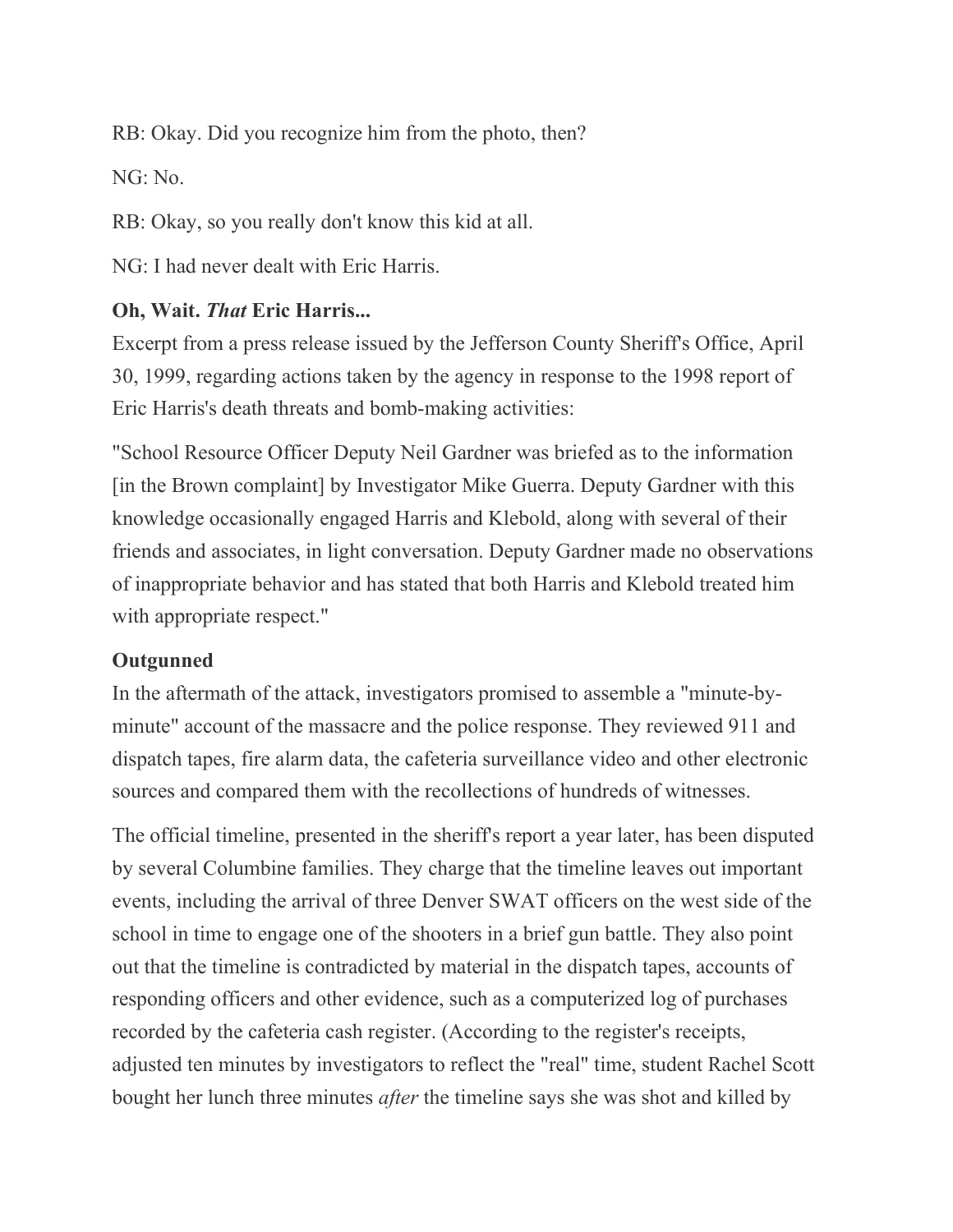RB: Okay. Did you recognize him from the photo, then?

NG: No.

RB: Okay, so you really don't know this kid at all.

NG: I had never dealt with Eric Harris.

**Oh, Wait. *That* Eric Harris...**

Excerpt from a press release issued by the Jefferson County Sheriff's Office, April 30, 1999, regarding actions taken by the agency in response to the 1998 report of Eric Harris's death threats and bomb-making activities:

"School Resource Officer Deputy Neil Gardner was briefed as to the information [in the Brown complaint] by Investigator Mike Guerra. Deputy Gardner with this knowledge occasionally engaged Harris and Klebold, along with several of their friends and associates, in light conversation. Deputy Gardner made no observations of inappropriate behavior and has stated that both Harris and Klebold treated him with appropriate respect."

**Outgunned**

In the aftermath of the attack, investigators promised to assemble a "minute-by-minute" account of the massacre and the police response. They reviewed 911 and dispatch tapes, fire alarm data, the cafeteria surveillance video and other electronic sources and compared them with the recollections of hundreds of witnesses.

The official timeline, presented in the sheriff's report a year later, has been disputed by several Columbine families. They charge that the timeline leaves out important events, including the arrival of three Denver SWAT officers on the west side of the school in time to engage one of the shooters in a brief gun battle. They also point out that the timeline is contradicted by material in the dispatch tapes, accounts of responding officers and other evidence, such as a computerized log of purchases recorded by the cafeteria cash register. (According to the register's receipts, adjusted ten minutes by investigators to reflect the "real" time, student Rachel Scott bought her lunch three minutes *after* the timeline says she was shot and killed by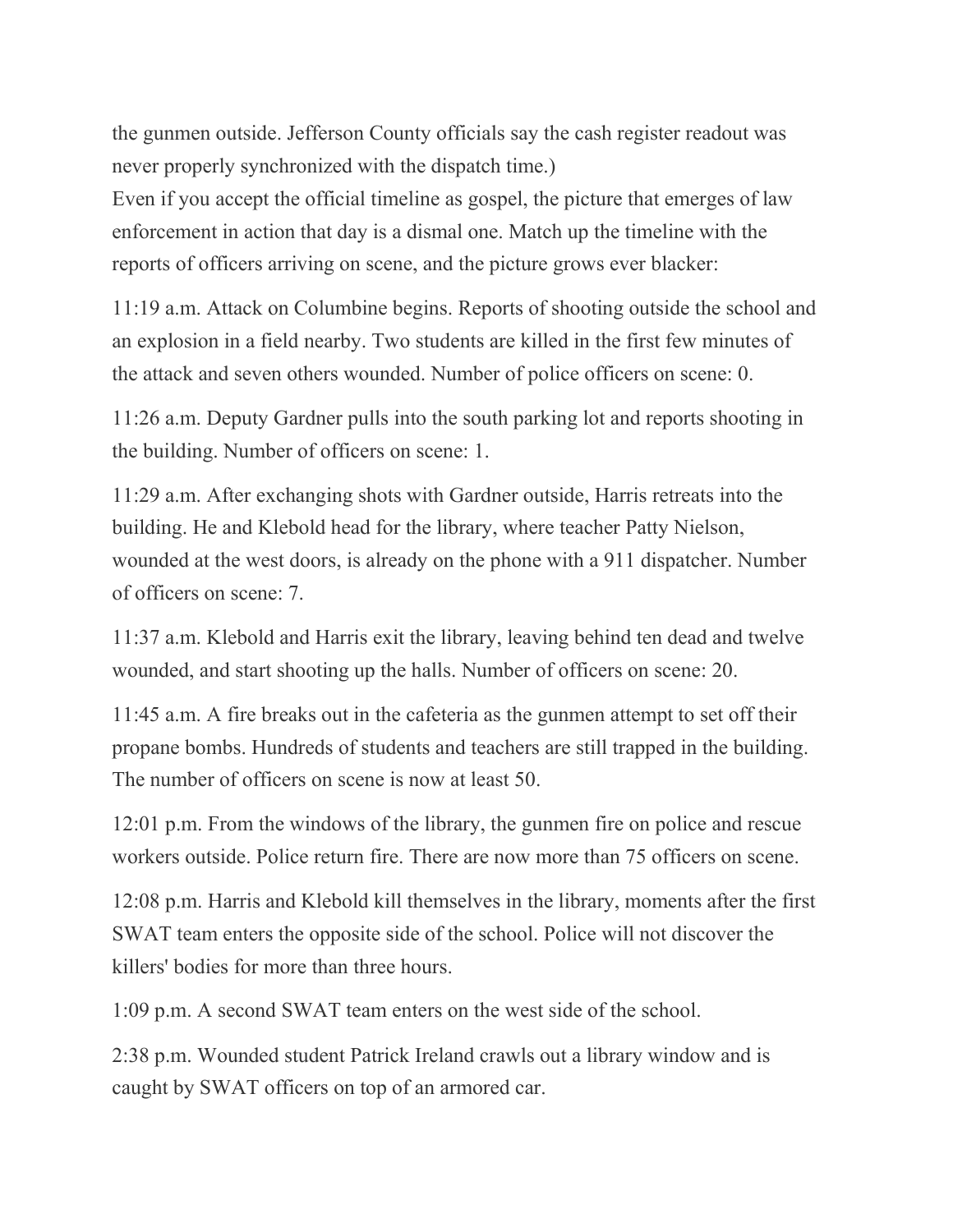the gunmen outside. Jefferson County officials say the cash register readout was never properly synchronized with the dispatch time.)

Even if you accept the official timeline as gospel, the picture that emerges of law enforcement in action that day is a dismal one. Match up the timeline with the reports of officers arriving on scene, and the picture grows ever blacker:

11:19 a.m. Attack on Columbine begins. Reports of shooting outside the school and an explosion in a field nearby. Two students are killed in the first few minutes of the attack and seven others wounded. Number of police officers on scene: 0.

11:26 a.m. Deputy Gardner pulls into the south parking lot and reports shooting in the building. Number of officers on scene: 1.

11:29 a.m. After exchanging shots with Gardner outside, Harris retreats into the building. He and Klebold head for the library, where teacher Patty Nielson, wounded at the west doors, is already on the phone with a 911 dispatcher. Number of officers on scene: 7.

11:37 a.m. Klebold and Harris exit the library, leaving behind ten dead and twelve wounded, and start shooting up the halls. Number of officers on scene: 20.

11:45 a.m. A fire breaks out in the cafeteria as the gunmen attempt to set off their propane bombs. Hundreds of students and teachers are still trapped in the building. The number of officers on scene is now at least 50.

12:01 p.m. From the windows of the library, the gunmen fire on police and rescue workers outside. Police return fire. There are now more than 75 officers on scene.

12:08 p.m. Harris and Klebold kill themselves in the library, moments after the first SWAT team enters the opposite side of the school. Police will not discover the killers' bodies for more than three hours.

1:09 p.m. A second SWAT team enters on the west side of the school.

2:38 p.m. Wounded student Patrick Ireland crawls out a library window and is caught by SWAT officers on top of an armored car.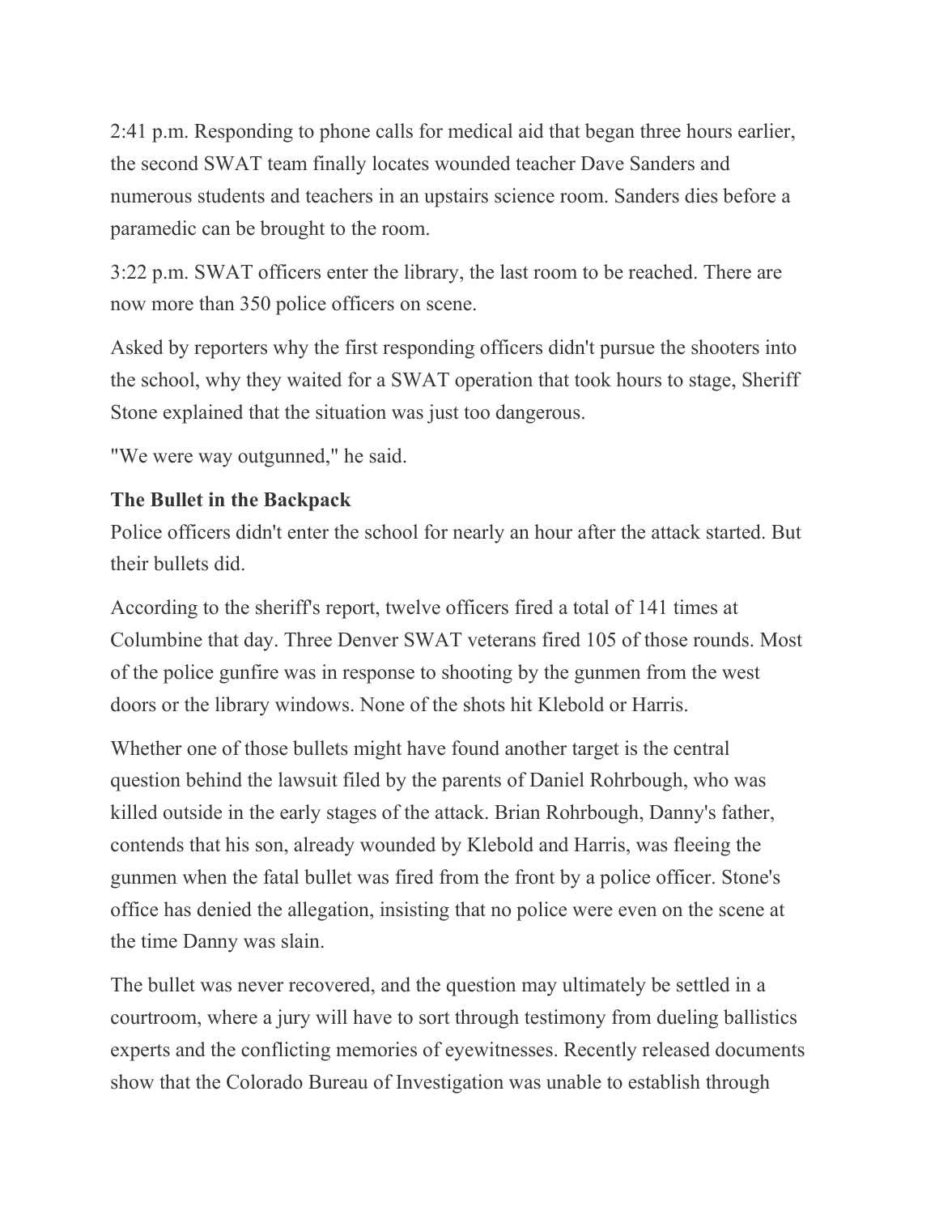2:41 p.m. Responding to phone calls for medical aid that began three hours earlier, the second SWAT team finally locates wounded teacher Dave Sanders and numerous students and teachers in an upstairs science room. Sanders dies before a paramedic can be brought to the room.

3:22 p.m. SWAT officers enter the library, the last room to be reached. There are now more than 350 police officers on scene.

Asked by reporters why the first responding officers didn't pursue the shooters into the school, why they waited for a SWAT operation that took hours to stage, Sheriff Stone explained that the situation was just too dangerous.

"We were way outgunned," he said.

**The Bullet in the Backpack**

Police officers didn't enter the school for nearly an hour after the attack started. But their bullets did.

According to the sheriff's report, twelve officers fired a total of 141 times at Columbine that day. Three Denver SWAT veterans fired 105 of those rounds. Most of the police gunfire was in response to shooting by the gunmen from the west doors or the library windows. None of the shots hit Klebold or Harris.

Whether one of those bullets might have found another target is the central question behind the lawsuit filed by the parents of Daniel Rohrbough, who was killed outside in the early stages of the attack. Brian Rohrbough, Danny's father, contends that his son, already wounded by Klebold and Harris, was fleeing the gunmen when the fatal bullet was fired from the front by a police officer. Stone's office has denied the allegation, insisting that no police were even on the scene at the time Danny was slain.

The bullet was never recovered, and the question may ultimately be settled in a courtroom, where a jury will have to sort through testimony from dueling ballistics experts and the conflicting memories of eyewitnesses. Recently released documents show that the Colorado Bureau of Investigation was unable to establish through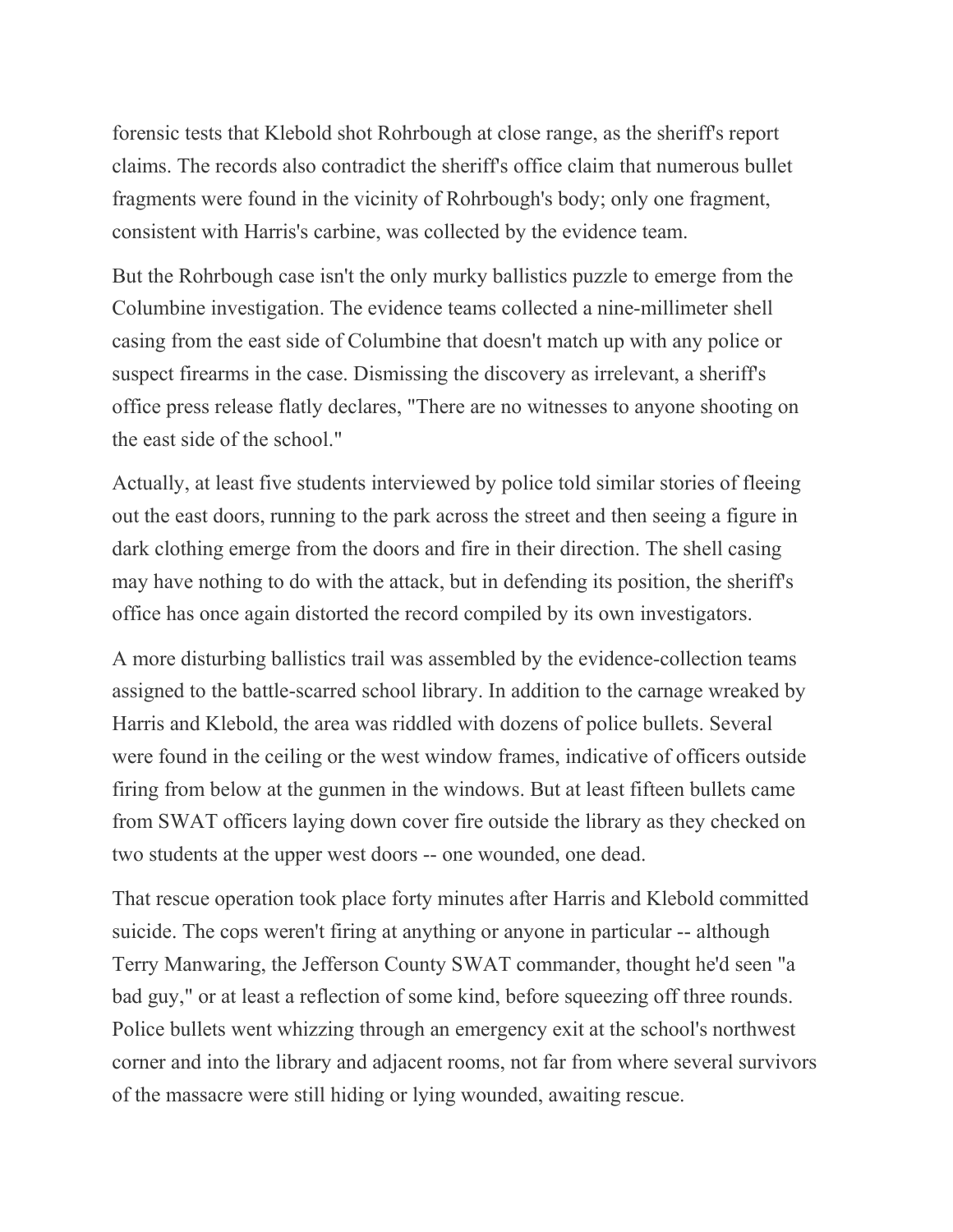forensic tests that Klebold shot Rohrbough at close range, as the sheriff's report claims. The records also contradict the sheriff's office claim that numerous bullet fragments were found in the vicinity of Rohrbough's body; only one fragment, consistent with Harris's carbine, was collected by the evidence team.

But the Rohrbough case isn't the only murky ballistics puzzle to emerge from the Columbine investigation. The evidence teams collected a nine-millimeter shell casing from the east side of Columbine that doesn't match up with any police or suspect firearms in the case. Dismissing the discovery as irrelevant, a sheriff's office press release flatly declares, "There are no witnesses to anyone shooting on the east side of the school."

Actually, at least five students interviewed by police told similar stories of fleeing out the east doors, running to the park across the street and then seeing a figure in dark clothing emerge from the doors and fire in their direction. The shell casing may have nothing to do with the attack, but in defending its position, the sheriff's office has once again distorted the record compiled by its own investigators.

A more disturbing ballistics trail was assembled by the evidence-collection teams assigned to the battle-scarred school library. In addition to the carnage wreaked by Harris and Klebold, the area was riddled with dozens of police bullets. Several were found in the ceiling or the west window frames, indicative of officers outside firing from below at the gunmen in the windows. But at least fifteen bullets came from SWAT officers laying down cover fire outside the library as they checked on two students at the upper west doors -- one wounded, one dead.

That rescue operation took place forty minutes after Harris and Klebold committed suicide. The cops weren't firing at anything or anyone in particular -- although Terry Manwaring, the Jefferson County SWAT commander, thought he'd seen "a bad guy," or at least a reflection of some kind, before squeezing off three rounds. Police bullets went whizzing through an emergency exit at the school's northwest corner and into the library and adjacent rooms, not far from where several survivors of the massacre were still hiding or lying wounded, awaiting rescue.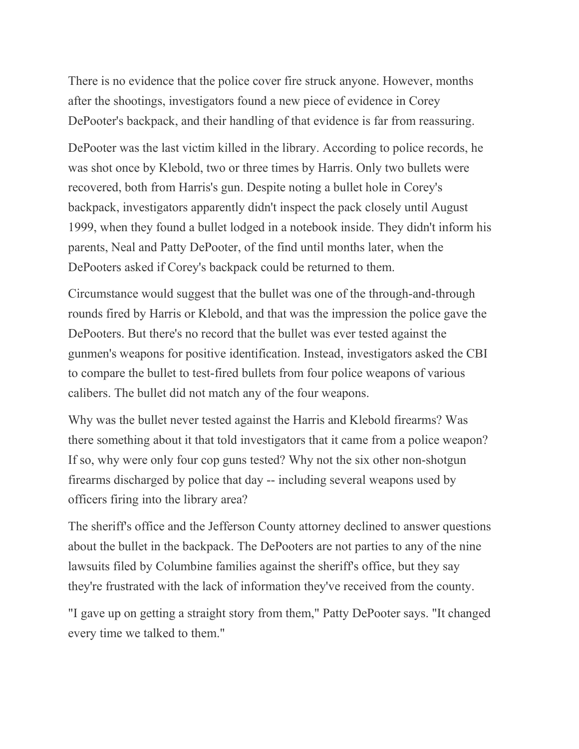There is no evidence that the police cover fire struck anyone. However, months after the shootings, investigators found a new piece of evidence in Corey DePooter's backpack, and their handling of that evidence is far from reassuring.

DePooter was the last victim killed in the library. According to police records, he was shot once by Klebold, two or three times by Harris. Only two bullets were recovered, both from Harris's gun. Despite noting a bullet hole in Corey's backpack, investigators apparently didn't inspect the pack closely until August 1999, when they found a bullet lodged in a notebook inside. They didn't inform his parents, Neal and Patty DePooter, of the find until months later, when the DePooters asked if Corey's backpack could be returned to them.

Circumstance would suggest that the bullet was one of the through-and-through rounds fired by Harris or Klebold, and that was the impression the police gave the DePooters. But there's no record that the bullet was ever tested against the gunmen's weapons for positive identification. Instead, investigators asked the CBI to compare the bullet to test-fired bullets from four police weapons of various calibers. The bullet did not match any of the four weapons.

Why was the bullet never tested against the Harris and Klebold firearms? Was there something about it that told investigators that it came from a police weapon? If so, why were only four cop guns tested? Why not the six other non-shotgun firearms discharged by police that day -- including several weapons used by officers firing into the library area?

The sheriff's office and the Jefferson County attorney declined to answer questions about the bullet in the backpack. The DePooters are not parties to any of the nine lawsuits filed by Columbine families against the sheriff's office, but they say they're frustrated with the lack of information they've received from the county.

"I gave up on getting a straight story from them," Patty DePooter says. "It changed every time we talked to them."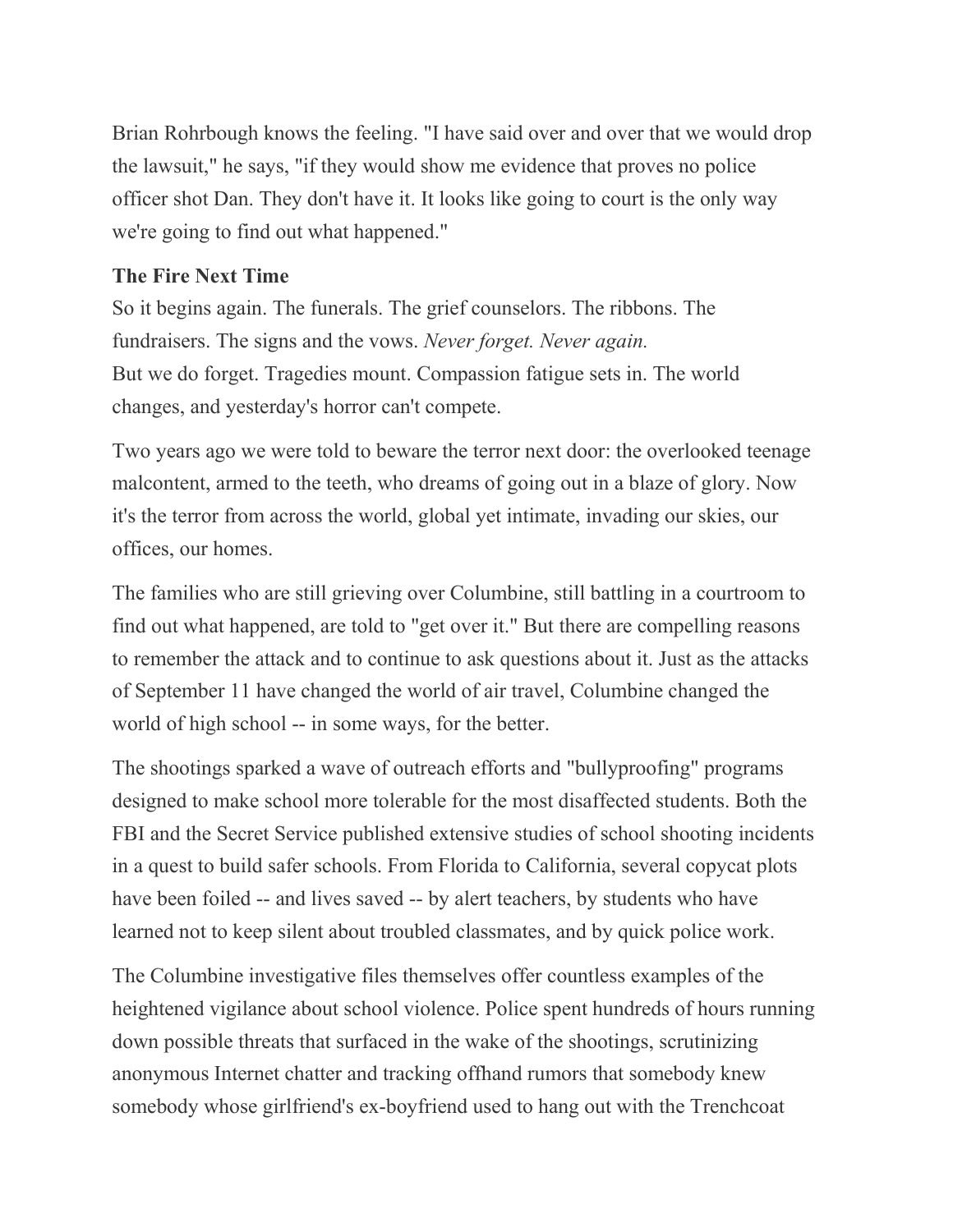Brian Rohrbough knows the feeling. "I have said over and over that we would drop the lawsuit," he says, "if they would show me evidence that proves no police officer shot Dan. They don't have it. It looks like going to court is the only way we're going to find out what happened."

**The Fire Next Time**

So it begins again. The funerals. The grief counselors. The ribbons. The fundraisers. The signs and the vows. *Never forget. Never again.*

But we do forget. Tragedies mount. Compassion fatigue sets in. The world changes, and yesterday's horror can't compete.

Two years ago we were told to beware the terror next door: the overlooked teenage malcontent, armed to the teeth, who dreams of going out in a blaze of glory. Now it's the terror from across the world, global yet intimate, invading our skies, our offices, our homes.

The families who are still grieving over Columbine, still battling in a courtroom to find out what happened, are told to "get over it." But there are compelling reasons to remember the attack and to continue to ask questions about it. Just as the attacks of September 11 have changed the world of air travel, Columbine changed the world of high school -- in some ways, for the better.

The shootings sparked a wave of outreach efforts and "bullyproofing" programs designed to make school more tolerable for the most disaffected students. Both the FBI and the Secret Service published extensive studies of school shooting incidents in a quest to build safer schools. From Florida to California, several copycat plots have been foiled -- and lives saved -- by alert teachers, by students who have learned not to keep silent about troubled classmates, and by quick police work.

The Columbine investigative files themselves offer countless examples of the heightened vigilance about school violence. Police spent hundreds of hours running down possible threats that surfaced in the wake of the shootings, scrutinizing anonymous Internet chatter and tracking offhand rumors that somebody knew somebody whose girlfriend's ex-boyfriend used to hang out with the Trenchcoat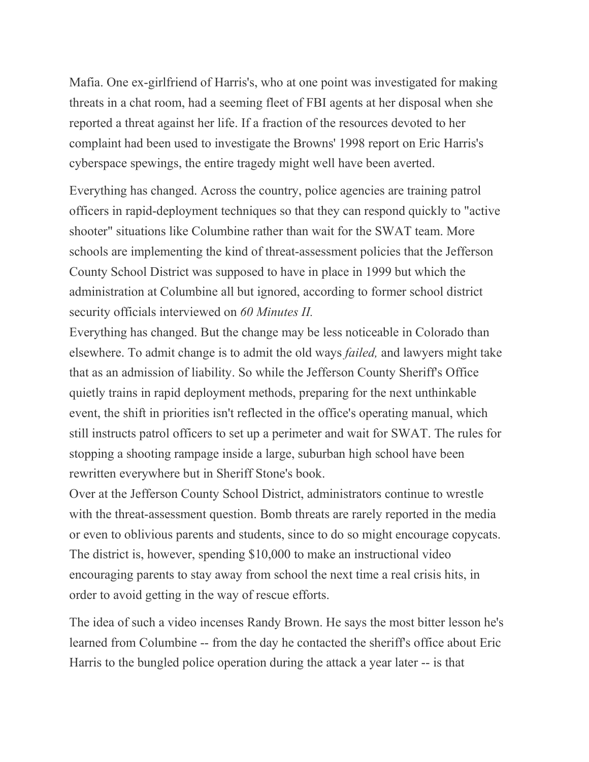Mafia. One ex-girlfriend of Harris's, who at one point was investigated for making threats in a chat room, had a seeming fleet of FBI agents at her disposal when she reported a threat against her life. If a fraction of the resources devoted to her complaint had been used to investigate the Browns' 1998 report on Eric Harris's cyberspace spewings, the entire tragedy might well have been averted.

Everything has changed. Across the country, police agencies are training patrol officers in rapid-deployment techniques so that they can respond quickly to "active shooter" situations like Columbine rather than wait for the SWAT team. More schools are implementing the kind of threat-assessment policies that the Jefferson County School District was supposed to have in place in 1999 but which the administration at Columbine all but ignored, according to former school district security officials interviewed on *60 Minutes II.*

Everything has changed. But the change may be less noticeable in Colorado than elsewhere. To admit change is to admit the old ways *failed,* and lawyers might take that as an admission of liability. So while the Jefferson County Sheriff's Office quietly trains in rapid deployment methods, preparing for the next unthinkable event, the shift in priorities isn't reflected in the office's operating manual, which still instructs patrol officers to set up a perimeter and wait for SWAT. The rules for stopping a shooting rampage inside a large, suburban high school have been rewritten everywhere but in Sheriff Stone's book.

Over at the Jefferson County School District, administrators continue to wrestle with the threat-assessment question. Bomb threats are rarely reported in the media or even to oblivious parents and students, since to do so might encourage copycats. The district is, however, spending $10,000 to make an instructional video encouraging parents to stay away from school the next time a real crisis hits, in order to avoid getting in the way of rescue efforts.

The idea of such a video incenses Randy Brown. He says the most bitter lesson he's learned from Columbine -- from the day he contacted the sheriff's office about Eric Harris to the bungled police operation during the attack a year later -- is that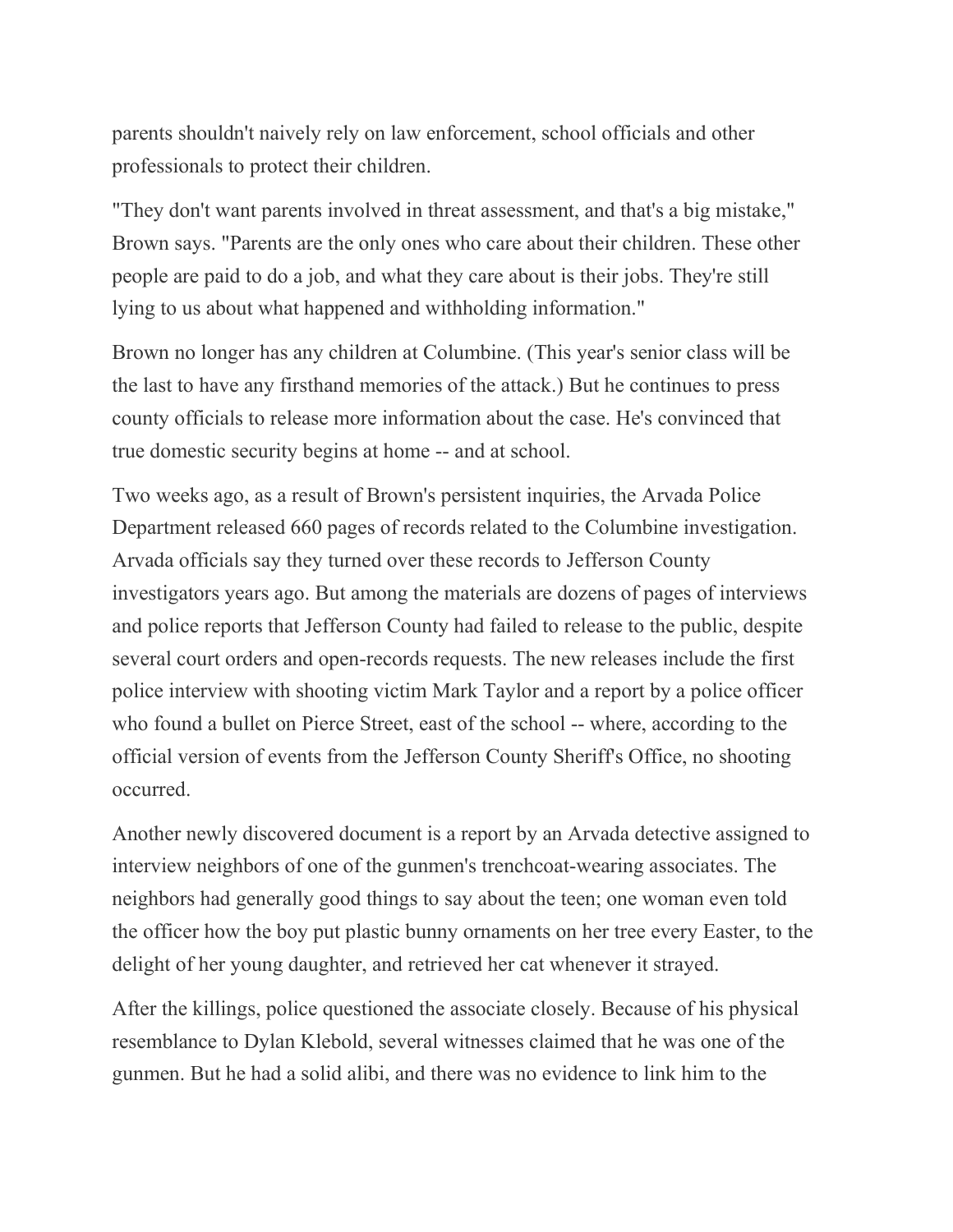parents shouldn't naively rely on law enforcement, school officials and other professionals to protect their children.

"They don't want parents involved in threat assessment, and that's a big mistake," Brown says. "Parents are the only ones who care about their children. These other people are paid to do a job, and what they care about is their jobs. They're still lying to us about what happened and withholding information."

Brown no longer has any children at Columbine. (This year's senior class will be the last to have any firsthand memories of the attack.) But he continues to press county officials to release more information about the case. He's convinced that true domestic security begins at home -- and at school.

Two weeks ago, as a result of Brown's persistent inquiries, the Arvada Police Department released 660 pages of records related to the Columbine investigation. Arvada officials say they turned over these records to Jefferson County investigators years ago. But among the materials are dozens of pages of interviews and police reports that Jefferson County had failed to release to the public, despite several court orders and open-records requests. The new releases include the first police interview with shooting victim Mark Taylor and a report by a police officer who found a bullet on Pierce Street, east of the school -- where, according to the official version of events from the Jefferson County Sheriff's Office, no shooting occurred.

Another newly discovered document is a report by an Arvada detective assigned to interview neighbors of one of the gunmen's trenchcoat-wearing associates. The neighbors had generally good things to say about the teen; one woman even told the officer how the boy put plastic bunny ornaments on her tree every Easter, to the delight of her young daughter, and retrieved her cat whenever it strayed.

After the killings, police questioned the associate closely. Because of his physical resemblance to Dylan Klebold, several witnesses claimed that he was one of the gunmen. But he had a solid alibi, and there was no evidence to link him to the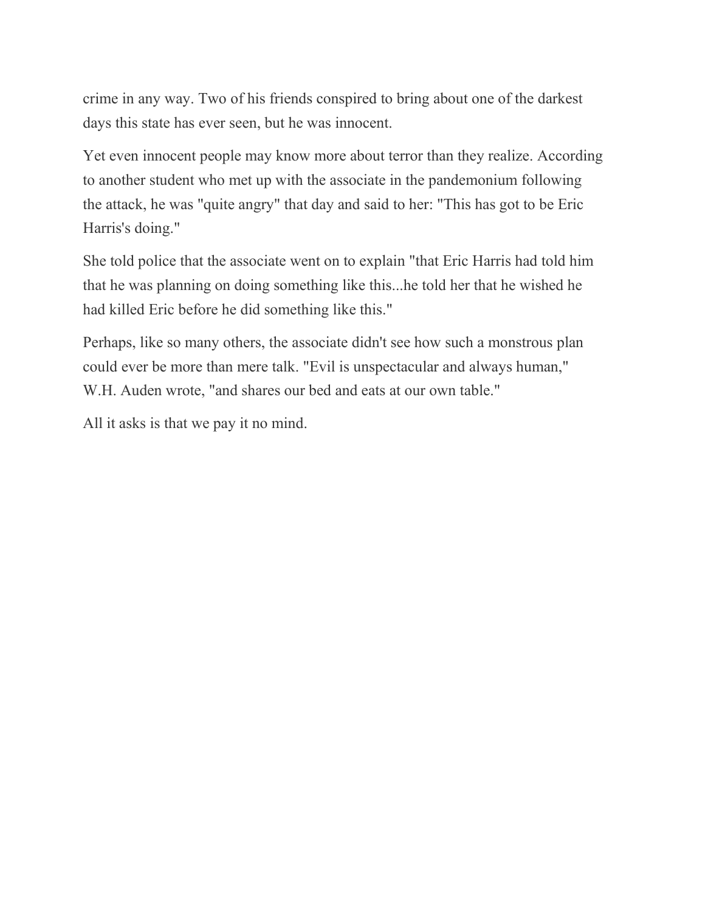crime in any way. Two of his friends conspired to bring about one of the darkest days this state has ever seen, but he was innocent.

Yet even innocent people may know more about terror than they realize. According to another student who met up with the associate in the pandemonium following the attack, he was "quite angry" that day and said to her: "This has got to be Eric Harris's doing."

She told police that the associate went on to explain "that Eric Harris had told him that he was planning on doing something like this...he told her that he wished he had killed Eric before he did something like this."

Perhaps, like so many others, the associate didn't see how such a monstrous plan could ever be more than mere talk. "Evil is unspectacular and always human," W.H. Auden wrote, "and shares our bed and eats at our own table."

All it asks is that we pay it no mind.